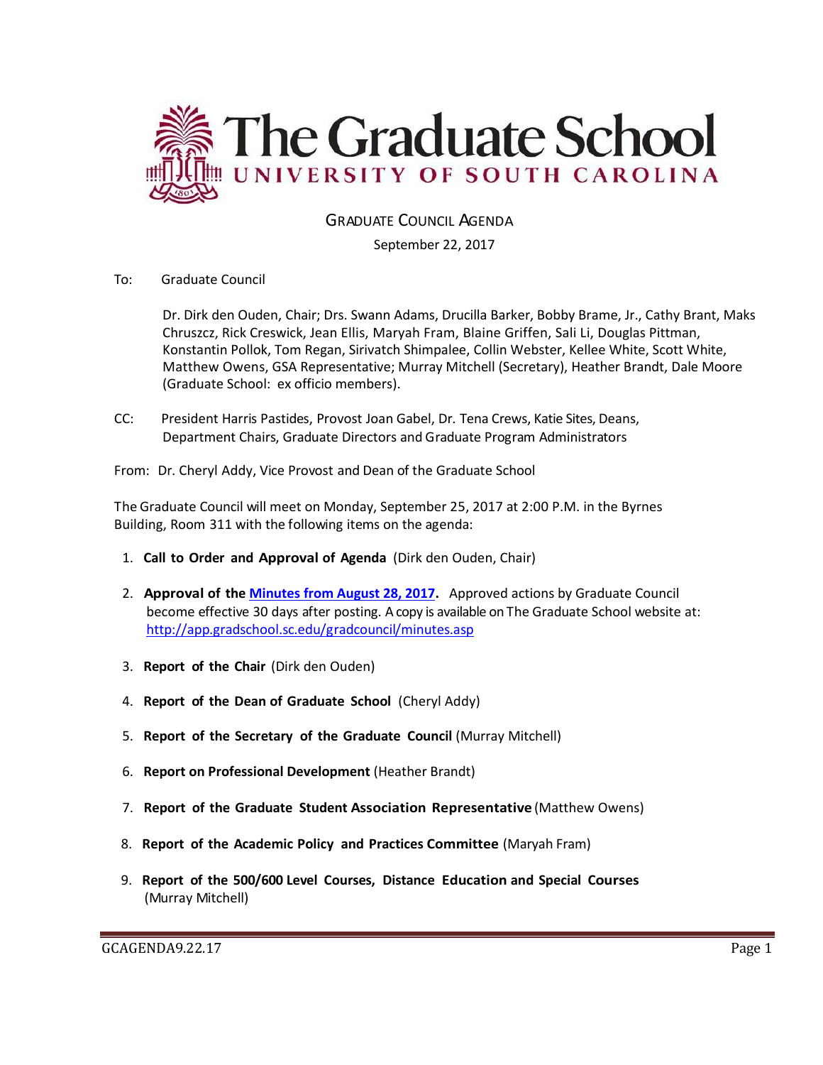# The Graduate School
## UNIVERSITY OF SOUTH CAROLINA

GRADUATE COUNCIL AGENDA

September 22, 2017

To: Graduate Council

Dr. Dirk den Ouden, Chair; Drs. Swann Adams, Drucilla Barker, Bobby Brame, Jr., Cathy Brant, Maks Chruszcz, Rick Creswick, Jean Ellis, Maryah Fram, Blaine Griffen, Sali Li, Douglas Pittman, Konstantin Pollok, Tom Regan, Sirivatch Shimpalee, Collin Webster, Kellee White, Scott White, Matthew Owens, GSA Representative; Murray Mitchell (Secretary), Heather Brandt, Dale Moore (Graduate School: ex officio members).

CC: President Harris Pastides, Provost Joan Gabel, Dr. Tena Crews, Katie Sites, Deans, Department Chairs, Graduate Directors and Graduate Program Administrators

From: Dr. Cheryl Addy, Vice Provost and Dean of the Graduate School

The Graduate Council will meet on Monday, September 25, 2017 at 2:00 P.M. in the Byrnes Building, Room 311 with the following items on the agenda:

1. **Call to Order and Approval of Agenda** (Dirk den Ouden, Chair)
2. **Approval of the Minutes from August 28, 2017.** Approved actions by Graduate Council become effective 30 days after posting. A copy is available on The Graduate School website at: http://app.gradschool.sc.edu/gradcouncil/minutes.asp
3. **Report of the Chair** (Dirk den Ouden)
4. **Report of the Dean of Graduate School** (Cheryl Addy)
5. **Report of the Secretary of the Graduate Council** (Murray Mitchell)
6. **Report on Professional Development** (Heather Brandt)
7. **Report of the Graduate Student Association Representative** (Matthew Owens)
8. **Report of the Academic Policy and Practices Committee** (Maryah Fram)
9. **Report of the 500/600 Level Courses, Distance Education and Special Courses** (Murray Mitchell)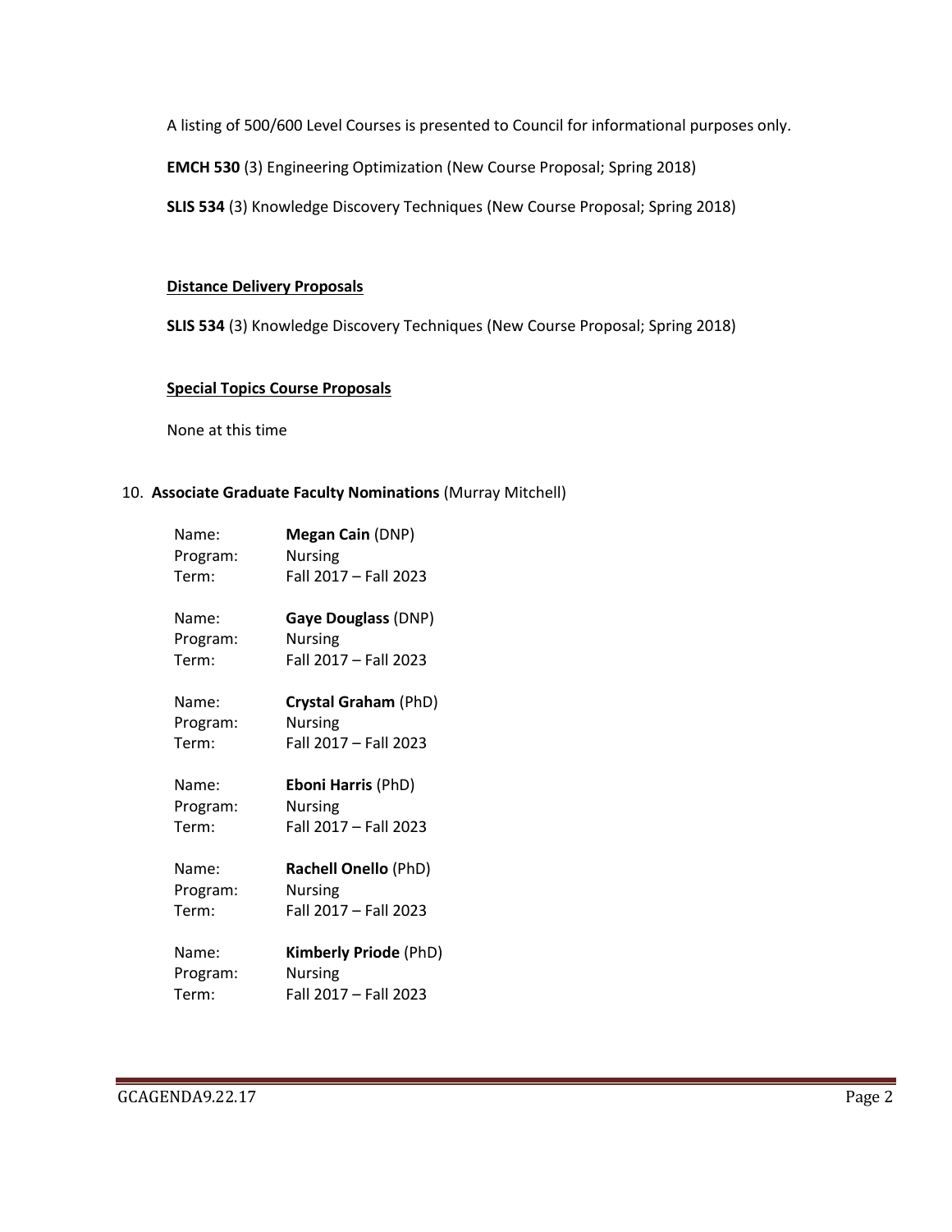A listing of 500/600 Level Courses is presented to Council for informational purposes only.

**EMCH 530** (3) Engineering Optimization (New Course Proposal; Spring 2018)

**SLIS 534** (3) Knowledge Discovery Techniques (New Course Proposal; Spring 2018)

**Distance Delivery Proposals**

**SLIS 534** (3) Knowledge Discovery Techniques (New Course Proposal; Spring 2018)

**Special Topics Course Proposals**

None at this time

10. **Associate Graduate Faculty Nominations** (Murray Mitchell)

Name: **Megan Cain** (DNP)
Program: Nursing
Term: Fall 2017 – Fall 2023

Name: **Gaye Douglass** (DNP)
Program: Nursing
Term: Fall 2017 – Fall 2023

Name: **Crystal Graham** (PhD)
Program: Nursing
Term: Fall 2017 – Fall 2023

Name: **Eboni Harris** (PhD)
Program: Nursing
Term: Fall 2017 – Fall 2023

Name: **Rachell Onello** (PhD)
Program: Nursing
Term: Fall 2017 – Fall 2023

Name: **Kimberly Priode** (PhD)
Program: Nursing
Term: Fall 2017 – Fall 2023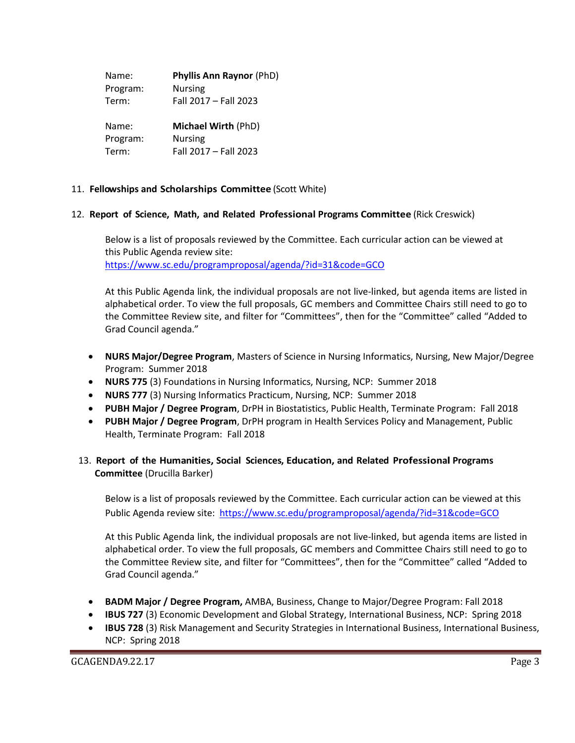Name: **Phyllis Ann Raynor** (PhD)
Program: Nursing
Term: Fall 2017 – Fall 2023

Name: **Michael Wirth** (PhD)
Program: Nursing
Term: Fall 2017 – Fall 2023

11. **Fellowships and Scholarships Committee** (Scott White)

12. **Report of Science, Math, and Related Professional Programs Committee** (Rick Creswick)

Below is a list of proposals reviewed by the Committee. Each curricular action can be viewed at this Public Agenda review site:
https://www.sc.edu/programproposal/agenda/?id=31&code=GCO

At this Public Agenda link, the individual proposals are not live-linked, but agenda items are listed in alphabetical order. To view the full proposals, GC members and Committee Chairs still need to go to the Committee Review site, and filter for "Committees", then for the "Committee" called "Added to Grad Council agenda."

- **NURS Major/Degree Program**, Masters of Science in Nursing Informatics, Nursing, New Major/Degree Program: Summer 2018
- **NURS 775** (3) Foundations in Nursing Informatics, Nursing, NCP: Summer 2018
- **NURS 777** (3) Nursing Informatics Practicum, Nursing, NCP: Summer 2018
- **PUBH Major / Degree Program**, DrPH in Biostatistics, Public Health, Terminate Program: Fall 2018
- **PUBH Major / Degree Program**, DrPH program in Health Services Policy and Management, Public Health, Terminate Program: Fall 2018

13. **Report of the Humanities, Social Sciences, Education, and Related Professional Programs Committee** (Drucilla Barker)

Below is a list of proposals reviewed by the Committee. Each curricular action can be viewed at this Public Agenda review site: https://www.sc.edu/programproposal/agenda/?id=31&code=GCO

At this Public Agenda link, the individual proposals are not live-linked, but agenda items are listed in alphabetical order. To view the full proposals, GC members and Committee Chairs still need to go to the Committee Review site, and filter for "Committees", then for the "Committee" called "Added to Grad Council agenda."

- **BADM Major / Degree Program,** AMBA, Business, Change to Major/Degree Program: Fall 2018
- **IBUS 727** (3) Economic Development and Global Strategy, International Business, NCP: Spring 2018
- **IBUS 728** (3) Risk Management and Security Strategies in International Business, International Business, NCP: Spring 2018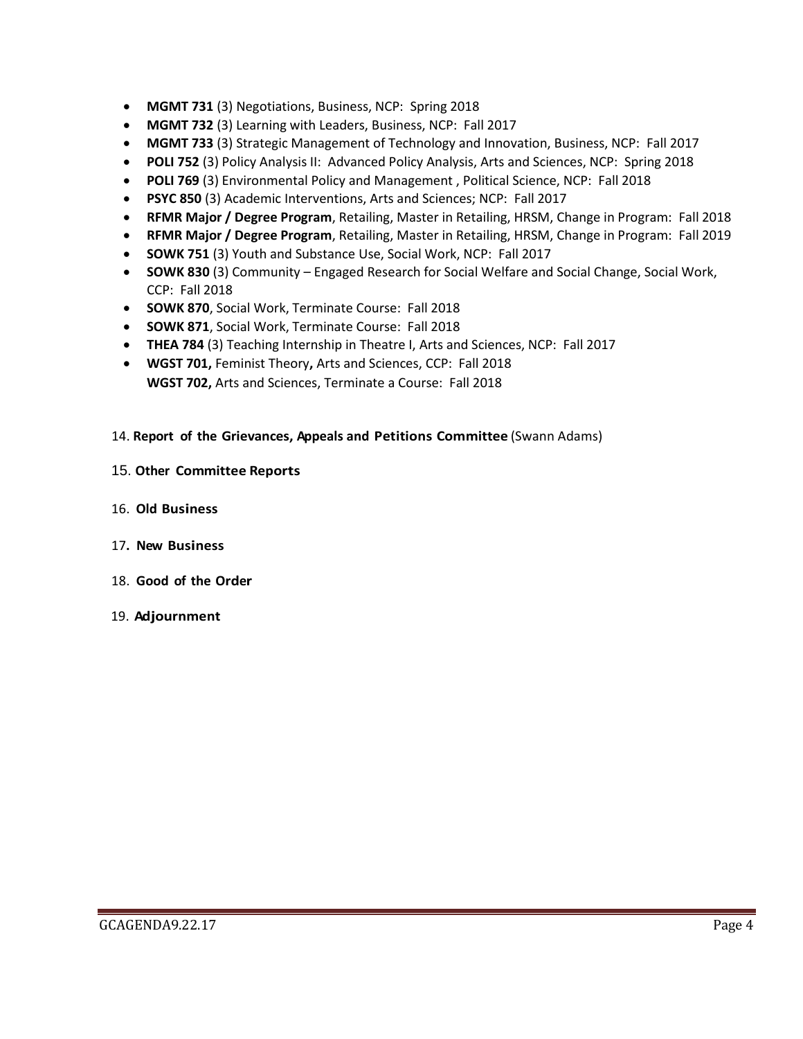- **MGMT 731** (3) Negotiations, Business, NCP: Spring 2018
- **MGMT 732** (3) Learning with Leaders, Business, NCP: Fall 2017
- **MGMT 733** (3) Strategic Management of Technology and Innovation, Business, NCP: Fall 2017
- **POLI 752** (3) Policy Analysis II: Advanced Policy Analysis, Arts and Sciences, NCP: Spring 2018
- **POLI 769** (3) Environmental Policy and Management , Political Science, NCP: Fall 2018
- **PSYC 850** (3) Academic Interventions, Arts and Sciences; NCP: Fall 2017
- **RFMR Major / Degree Program**, Retailing, Master in Retailing, HRSM, Change in Program: Fall 2018
- **RFMR Major / Degree Program**, Retailing, Master in Retailing, HRSM, Change in Program: Fall 2019
- **SOWK 751** (3) Youth and Substance Use, Social Work, NCP: Fall 2017
- **SOWK 830** (3) Community – Engaged Research for Social Welfare and Social Change, Social Work, CCP: Fall 2018
- **SOWK 870**, Social Work, Terminate Course: Fall 2018
- **SOWK 871**, Social Work, Terminate Course: Fall 2018
- **THEA 784** (3) Teaching Internship in Theatre I, Arts and Sciences, NCP: Fall 2017
- **WGST 701,** Feminist Theory**,** Arts and Sciences, CCP: Fall 2018
  **WGST 702,** Arts and Sciences, Terminate a Course: Fall 2018

14. **Report of the Grievances, Appeals and Petitions Committee** (Swann Adams)

15. **Other Committee Reports**

16. **Old Business**

17. **New Business**

18. **Good of the Order**

19. **Adjournment**